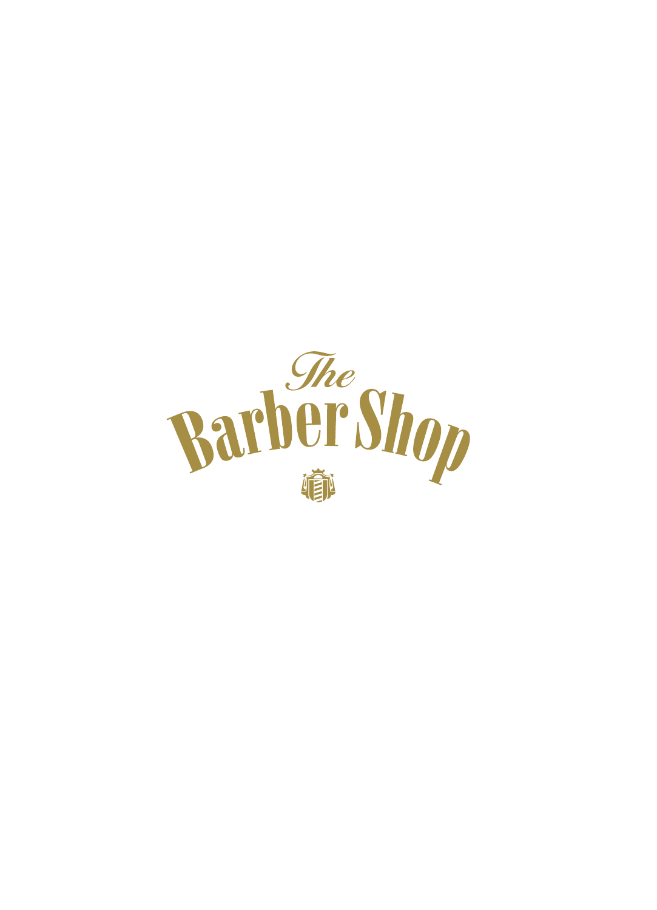# The Barber Shop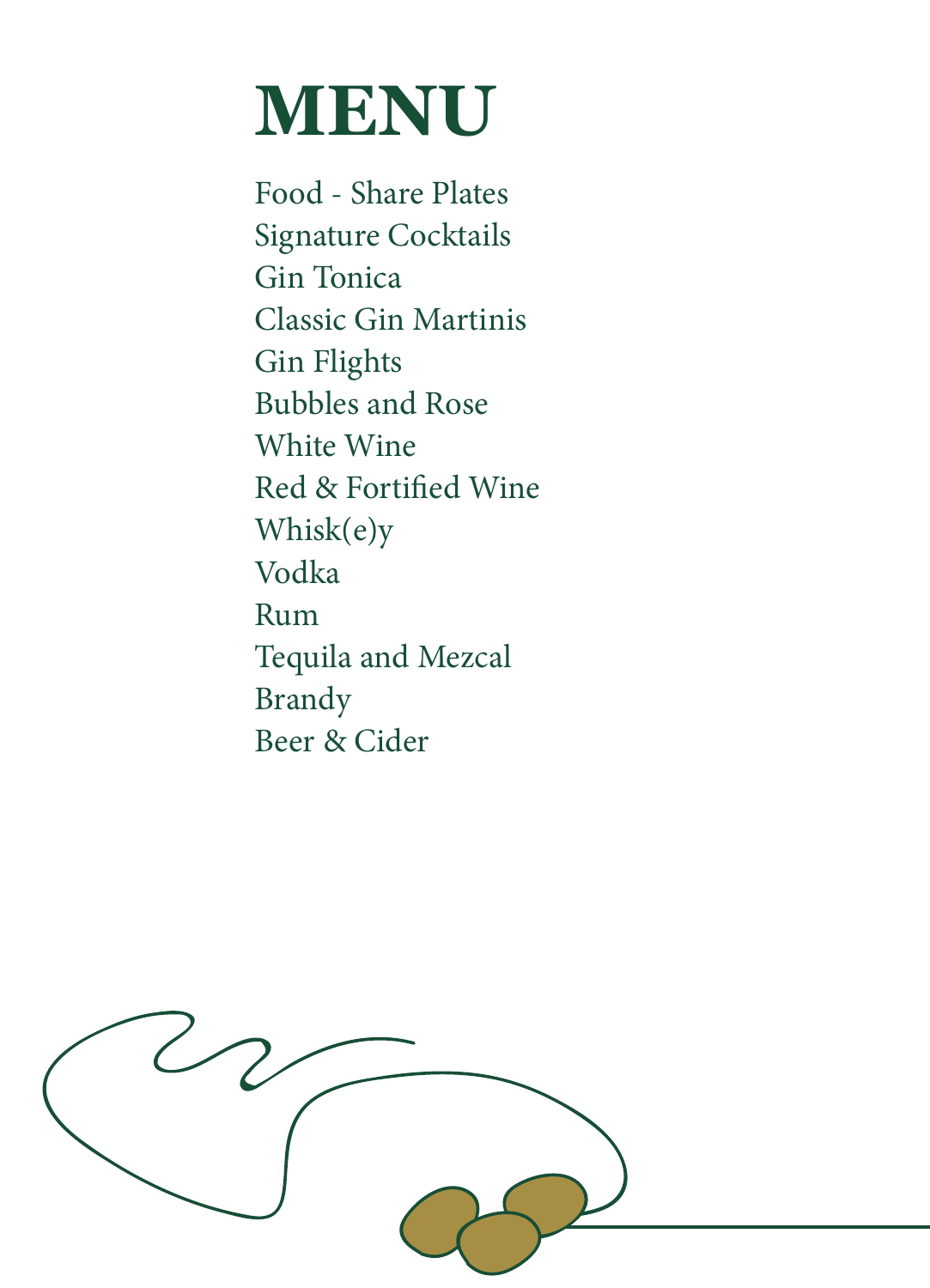# MENU

Food - Share Plates
Signature Cocktails
Gin Tonica
Classic Gin Martinis
Gin Flights
Bubbles and Rose
White Wine
Red & Fortified Wine
Whisk(e)y
Vodka
Rum
Tequila and Mezcal
Brandy
Beer & Cider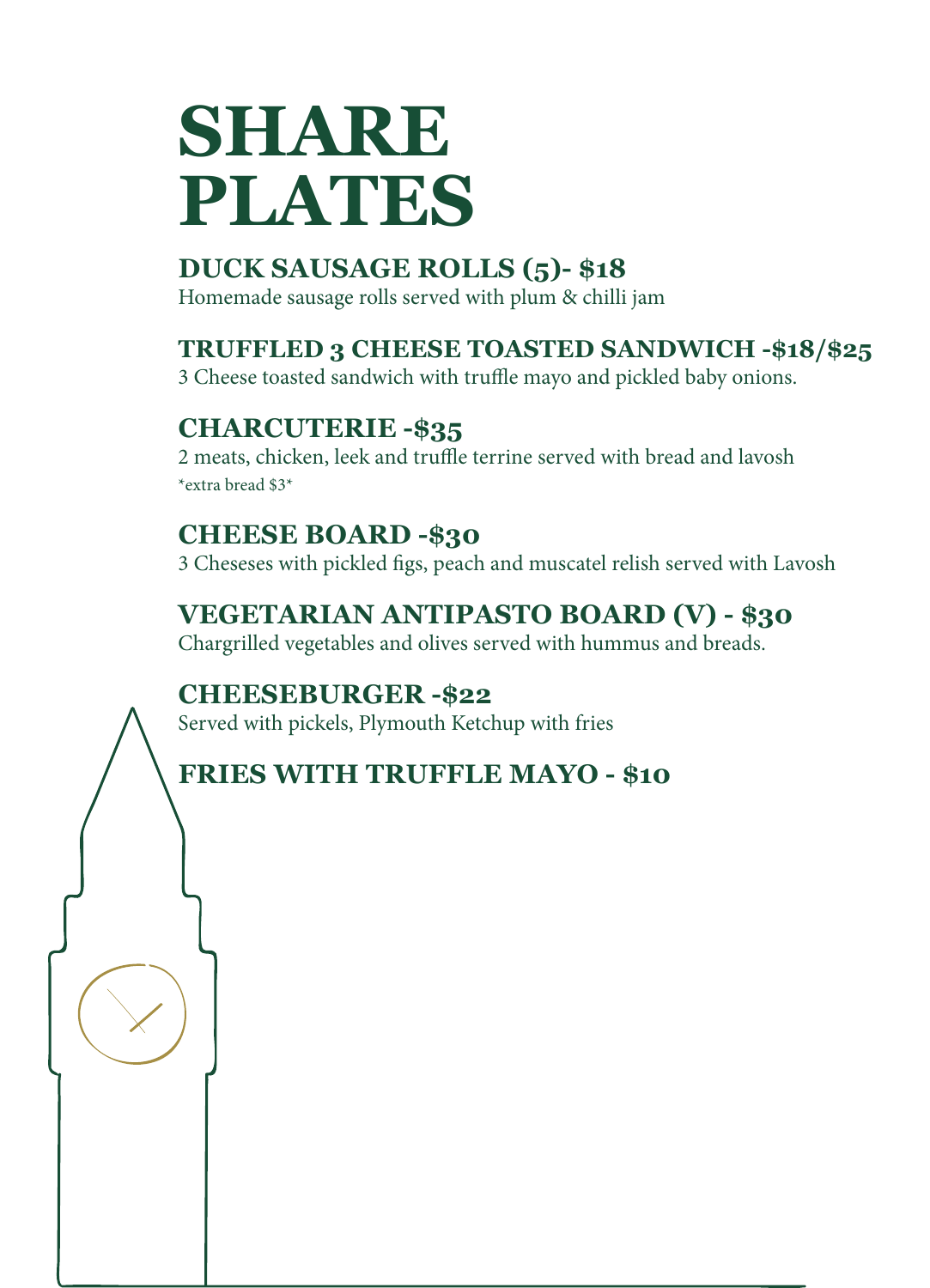# SHARE PLATES

## DUCK SAUSAGE ROLLS (5)- $18

Homemade sausage rolls served with plum & chilli jam

## TRUFFLED 3 CHEESE TOASTED SANDWICH -$18/$25

3 Cheese toasted sandwich with truffle mayo and pickled baby onions.

## CHARCUTERIE -$35

2 meats, chicken, leek and truffle terrine served with bread and lavosh

*extra bread $3*

## CHEESE BOARD -$30

3 Cheseses with pickled figs, peach and muscatel relish served with Lavosh

## VEGETARIAN ANTIPASTO BOARD (V) - $30

Chargrilled vegetables and olives served with hummus and breads.

## CHEESEBURGER -$22

Served with pickels, Plymouth Ketchup with fries

## FRIES WITH TRUFFLE MAYO - $10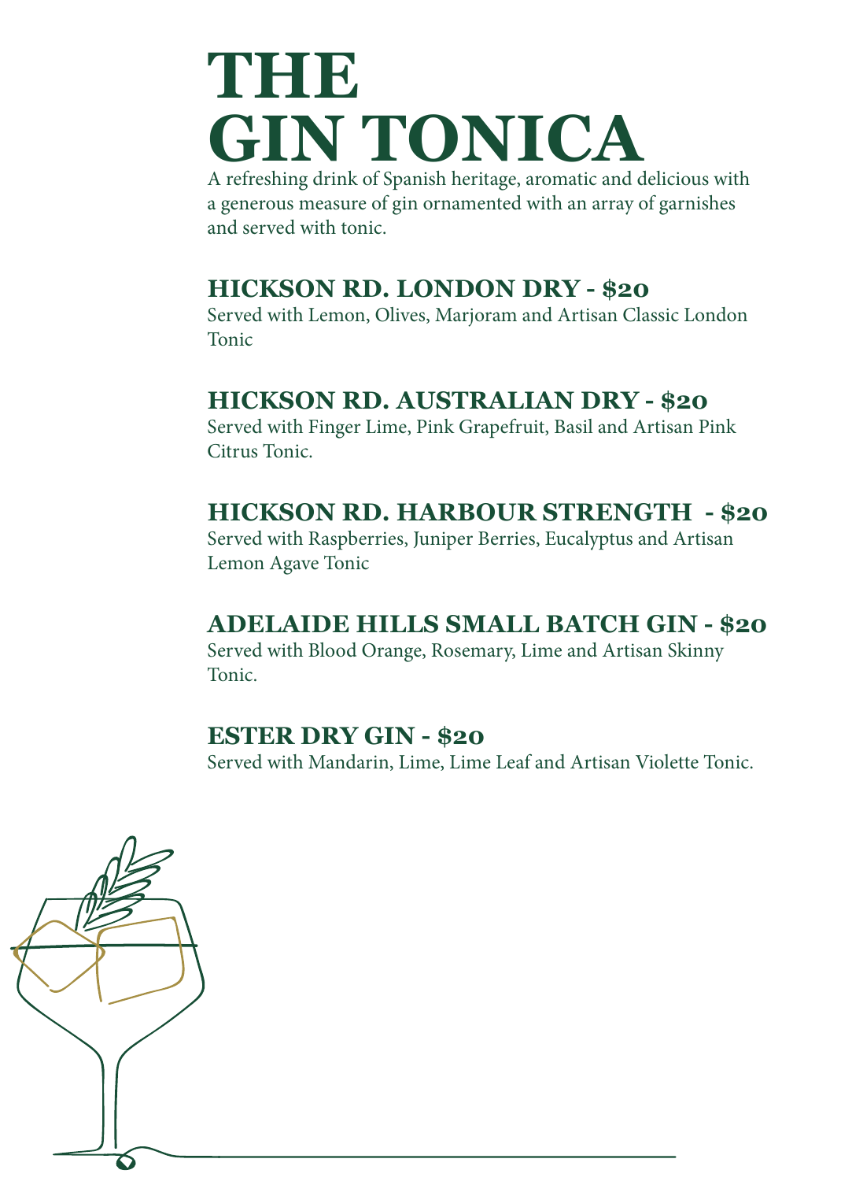# THE GIN TONICA

A refreshing drink of Spanish heritage, aromatic and delicious with a generous measure of gin ornamented with an array of garnishes and served with tonic.

## HICKSON RD. LONDON DRY - $20

Served with Lemon, Olives, Marjoram and Artisan Classic London Tonic

## HICKSON RD. AUSTRALIAN DRY - $20

Served with Finger Lime, Pink Grapefruit, Basil and Artisan Pink Citrus Tonic.

## HICKSON RD. HARBOUR STRENGTH - $20

Served with Raspberries, Juniper Berries, Eucalyptus and Artisan Lemon Agave Tonic

## ADELAIDE HILLS SMALL BATCH GIN - $20

Served with Blood Orange, Rosemary, Lime and Artisan Skinny Tonic.

## ESTER DRY GIN - $20

Served with Mandarin, Lime, Lime Leaf and Artisan Violette Tonic.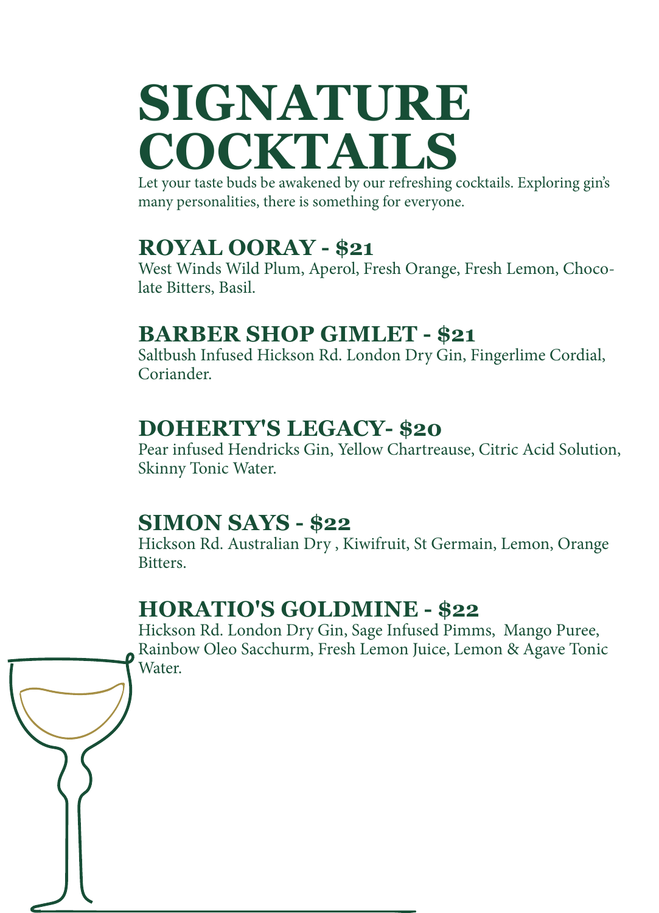# SIGNATURE COCKTAILS

Let your taste buds be awakened by our refreshing cocktails. Exploring gin's many personalities, there is something for everyone.

## ROYAL OORAY - $21

West Winds Wild Plum, Aperol, Fresh Orange, Fresh Lemon, Chocolate Bitters, Basil.

## BARBER SHOP GIMLET - $21

Saltbush Infused Hickson Rd. London Dry Gin, Fingerlime Cordial, Coriander.

## DOHERTY'S LEGACY- $20

Pear infused Hendricks Gin, Yellow Chartreause, Citric Acid Solution, Skinny Tonic Water.

## SIMON SAYS - $22

Hickson Rd. Australian Dry , Kiwifruit, St Germain, Lemon, Orange Bitters.

## HORATIO'S GOLDMINE - $22

Hickson Rd. London Dry Gin, Sage Infused Pimms, Mango Puree, Rainbow Oleo Sacchurm, Fresh Lemon Juice, Lemon & Agave Tonic Water.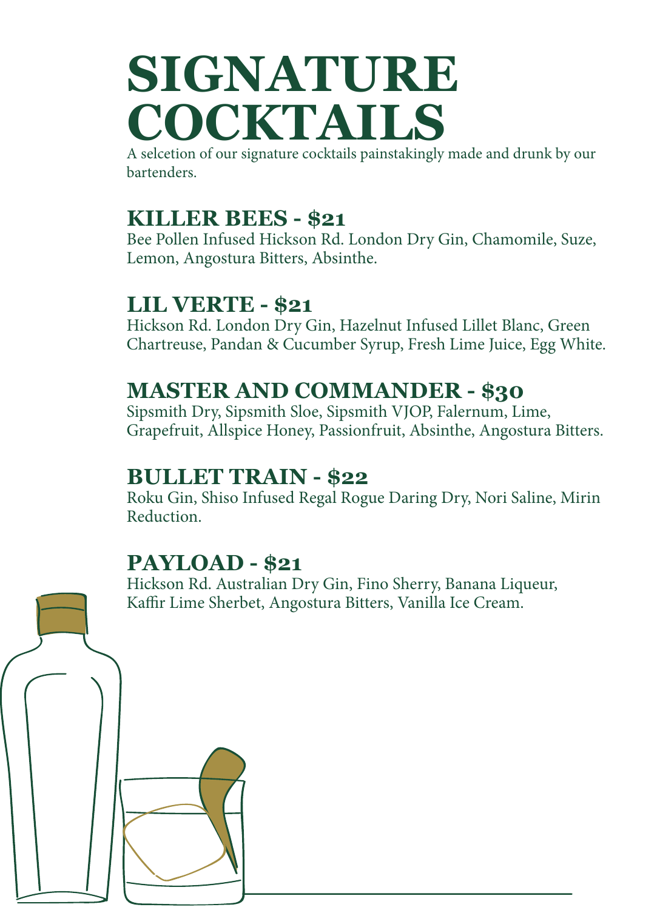# SIGNATURE COCKTAILS

A selcetion of our signature cocktails painstakingly made and drunk by our bartenders.

## KILLER BEES - $21

Bee Pollen Infused Hickson Rd. London Dry Gin, Chamomile, Suze, Lemon, Angostura Bitters, Absinthe.

## LIL VERTE - $21

Hickson Rd. London Dry Gin, Hazelnut Infused Lillet Blanc, Green Chartreuse, Pandan & Cucumber Syrup, Fresh Lime Juice, Egg White.

## MASTER AND COMMANDER - $30

Sipsmith Dry, Sipsmith Sloe, Sipsmith VJOP, Falernum, Lime, Grapefruit, Allspice Honey, Passionfruit, Absinthe, Angostura Bitters.

## BULLET TRAIN - $22

Roku Gin, Shiso Infused Regal Rogue Daring Dry, Nori Saline, Mirin Reduction.

## PAYLOAD - $21

Hickson Rd. Australian Dry Gin, Fino Sherry, Banana Liqueur, Kaffir Lime Sherbet, Angostura Bitters, Vanilla Ice Cream.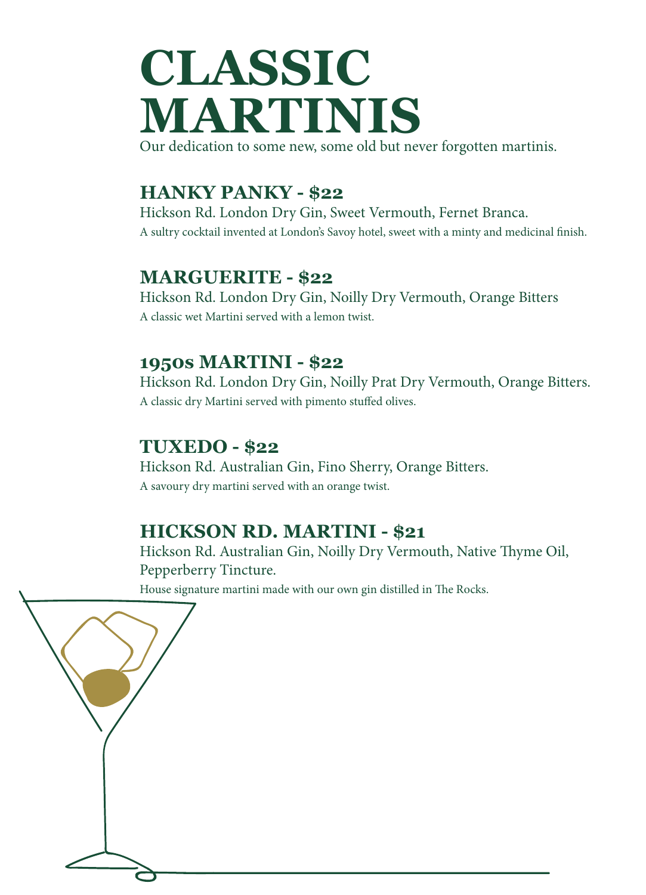# CLASSIC MARTINIS

Our dedication to some new, some old but never forgotten martinis.

## HANKY PANKY - $22

Hickson Rd. London Dry Gin, Sweet Vermouth, Fernet Branca.

A sultry cocktail invented at London's Savoy hotel, sweet with a minty and medicinal finish.

## MARGUERITE - $22

Hickson Rd. London Dry Gin, Noilly Dry Vermouth, Orange Bitters

A classic wet Martini served with a lemon twist.

## 1950s MARTINI - $22

Hickson Rd. London Dry Gin, Noilly Prat Dry Vermouth, Orange Bitters.

A classic dry Martini served with pimento stuffed olives.

## TUXEDO - $22

Hickson Rd. Australian Gin, Fino Sherry, Orange Bitters.

A savoury dry martini served with an orange twist.

## HICKSON RD. MARTINI - $21

Hickson Rd. Australian Gin, Noilly Dry Vermouth, Native Thyme Oil, Pepperberry Tincture.

House signature martini made with our own gin distilled in The Rocks.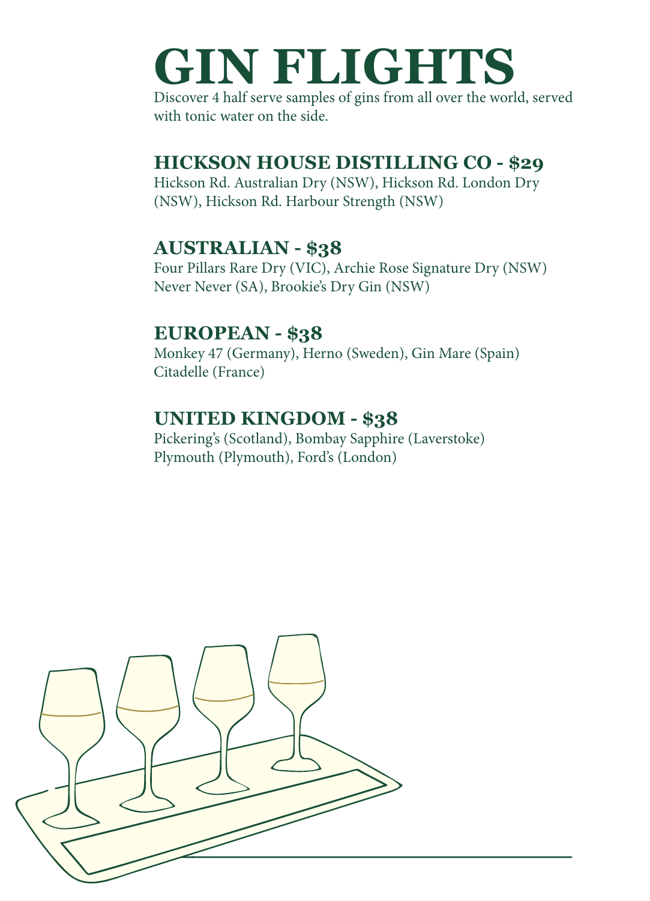# GIN FLIGHTS

Discover 4 half serve samples of gins from all over the world, served with tonic water on the side.

## HICKSON HOUSE DISTILLING CO - $29

Hickson Rd. Australian Dry (NSW), Hickson Rd. London Dry (NSW), Hickson Rd. Harbour Strength (NSW)

## AUSTRALIAN - $38

Four Pillars Rare Dry (VIC), Archie Rose Signature Dry (NSW) Never Never (SA), Brookie's Dry Gin (NSW)

## EUROPEAN - $38

Monkey 47 (Germany), Herno (Sweden), Gin Mare (Spain) Citadelle (France)

## UNITED KINGDOM - $38

Pickering's (Scotland), Bombay Sapphire (Laverstoke) Plymouth (Plymouth), Ford's (London)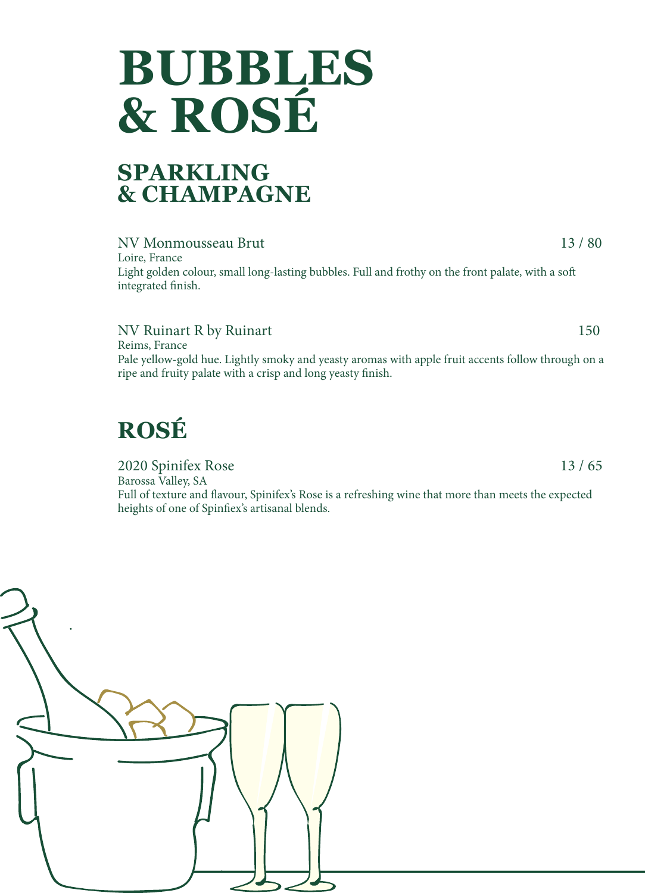# BUBBLES & ROSÉ

## SPARKLING & CHAMPAGNE

NV Monmousseau Brut 13 / 80
Loire, France
Light golden colour, small long-lasting bubbles. Full and frothy on the front palate, with a soft integrated finish.

NV Ruinart R by Ruinart 150
Reims, France
Pale yellow-gold hue. Lightly smoky and yeasty aromas with apple fruit accents follow through on a ripe and fruity palate with a crisp and long yeasty finish.

## ROSÉ

2020 Spinifex Rose 13 / 65
Barossa Valley, SA
Full of texture and flavour, Spinifex's Rose is a refreshing wine that more than meets the expected heights of one of Spinfiex's artisanal blends.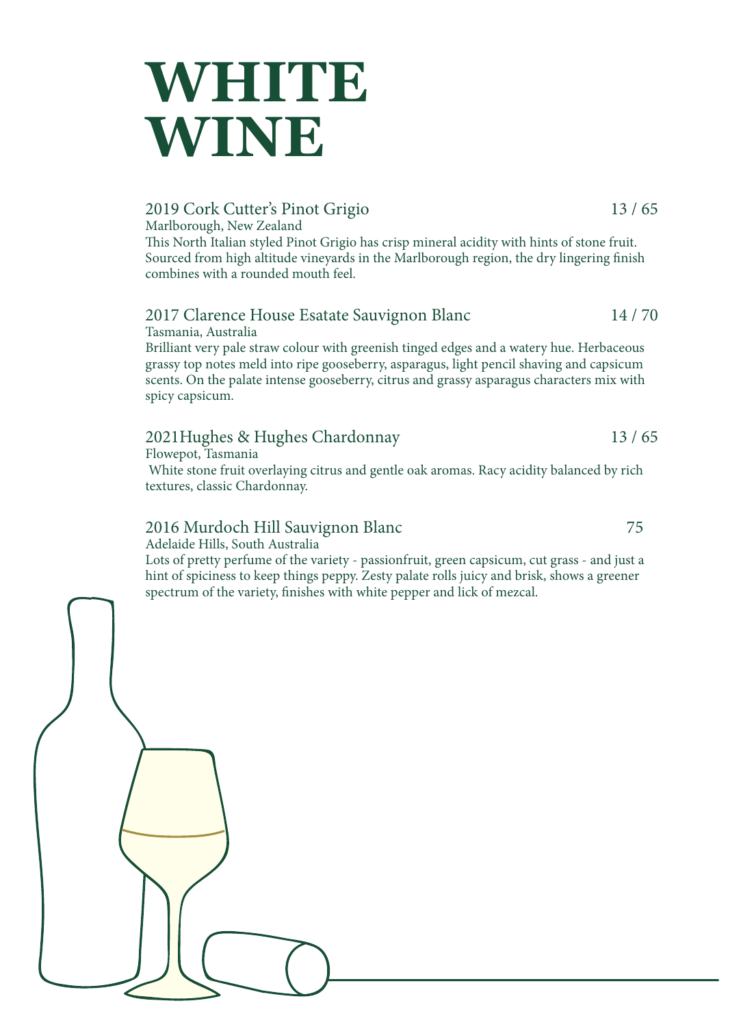# WHITE WINE

**2019 Cork Cutter's Pinot Grigio** 13 / 65
Marlborough, New Zealand
This North Italian styled Pinot Grigio has crisp mineral acidity with hints of stone fruit. Sourced from high altitude vineyards in the Marlborough region, the dry lingering finish combines with a rounded mouth feel.

**2017 Clarence House Esatate Sauvignon Blanc** 14 / 70
Tasmania, Australia
Brilliant very pale straw colour with greenish tinged edges and a watery hue. Herbaceous grassy top notes meld into ripe gooseberry, asparagus, light pencil shaving and capsicum scents. On the palate intense gooseberry, citrus and grassy asparagus characters mix with spicy capsicum.

**2021Hughes & Hughes Chardonnay** 13 / 65
Flowepot, Tasmania
White stone fruit overlaying citrus and gentle oak aromas. Racy acidity balanced by rich textures, classic Chardonnay.

**2016 Murdoch Hill Sauvignon Blanc** 75
Adelaide Hills, South Australia
Lots of pretty perfume of the variety - passionfruit, green capsicum, cut grass - and just a hint of spiciness to keep things peppy. Zesty palate rolls juicy and brisk, shows a greener spectrum of the variety, finishes with white pepper and lick of mezcal.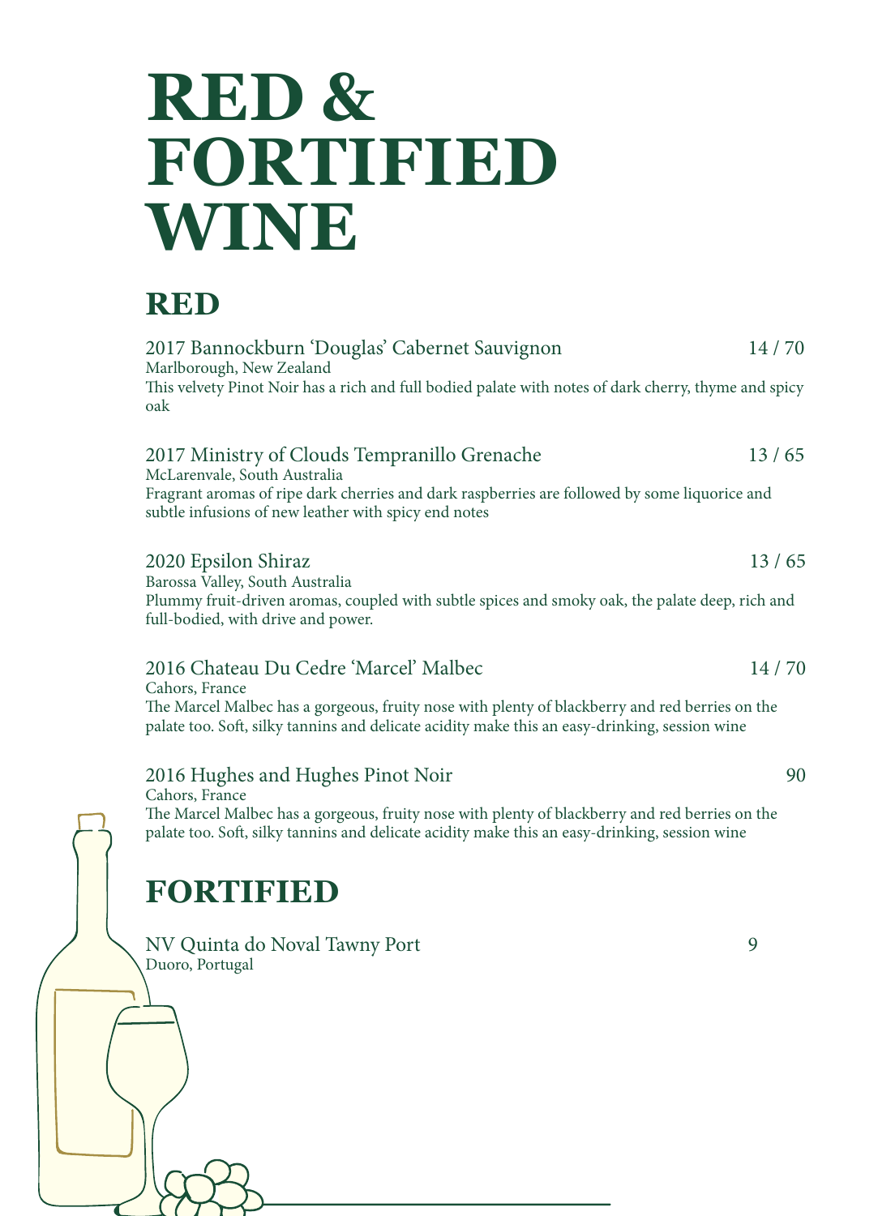# RED & FORTIFIED WINE

## RED

2017 Bannockburn 'Douglas' Cabernet Sauvignon — 14 / 70
Marlborough, New Zealand
This velvety Pinot Noir has a rich and full bodied palate with notes of dark cherry, thyme and spicy oak

2017 Ministry of Clouds Tempranillo Grenache — 13 / 65
McLarenvale, South Australia
Fragrant aromas of ripe dark cherries and dark raspberries are followed by some liquorice and subtle infusions of new leather with spicy end notes

2020 Epsilon Shiraz — 13 / 65
Barossa Valley, South Australia
Plummy fruit-driven aromas, coupled with subtle spices and smoky oak, the palate deep, rich and full-bodied, with drive and power.

2016 Chateau Du Cedre 'Marcel' Malbec — 14 / 70
Cahors, France
The Marcel Malbec has a gorgeous, fruity nose with plenty of blackberry and red berries on the palate too. Soft, silky tannins and delicate acidity make this an easy-drinking, session wine

2016 Hughes and Hughes Pinot Noir — 90
Cahors, France
The Marcel Malbec has a gorgeous, fruity nose with plenty of blackberry and red berries on the palate too. Soft, silky tannins and delicate acidity make this an easy-drinking, session wine

## FORTIFIED

NV Quinta do Noval Tawny Port — 9
Duoro, Portugal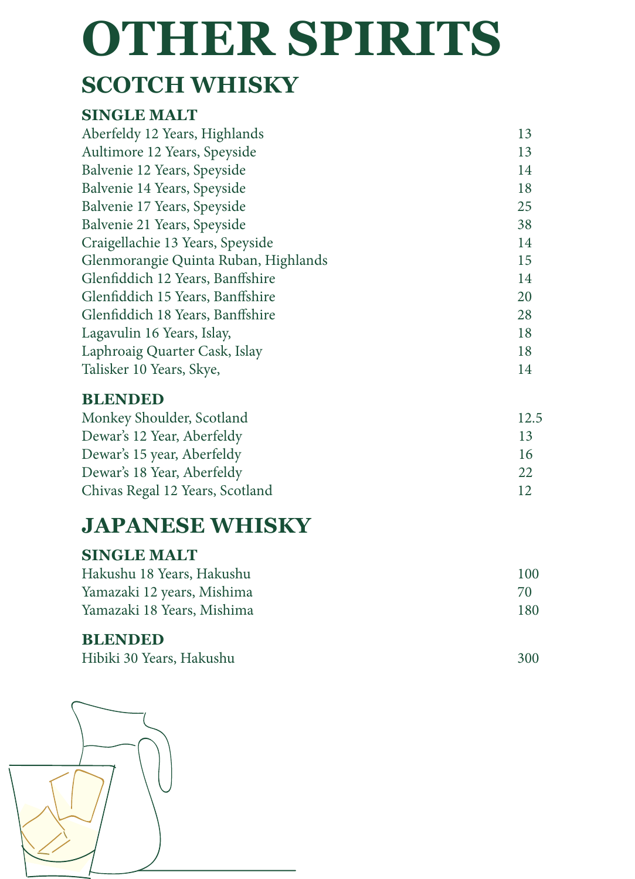# OTHER SPIRITS

## SCOTCH WHISKY

### SINGLE MALT

| | |
|---|---|
| Aberfeldy 12 Years, Highlands | 13 |
| Aultimore 12 Years, Speyside | 13 |
| Balvenie 12 Years, Speyside | 14 |
| Balvenie 14 Years, Speyside | 18 |
| Balvenie 17 Years, Speyside | 25 |
| Balvenie 21 Years, Speyside | 38 |
| Craigellachie 13 Years, Speyside | 14 |
| Glenmorangie Quinta Ruban, Highlands | 15 |
| Glenfiddich 12 Years, Banffshire | 14 |
| Glenfiddich 15 Years, Banffshire | 20 |
| Glenfiddich 18 Years, Banffshire | 28 |
| Lagavulin 16 Years, Islay, | 18 |
| Laphroaig Quarter Cask, Islay | 18 |
| Talisker 10 Years, Skye, | 14 |

### BLENDED

| | |
|---|---|
| Monkey Shoulder, Scotland | 12.5 |
| Dewar's 12 Year, Aberfeldy | 13 |
| Dewar's 15 year, Aberfeldy | 16 |
| Dewar's 18 Year, Aberfeldy | 22 |
| Chivas Regal 12 Years, Scotland | 12 |

## JAPANESE WHISKY

### SINGLE MALT

| | |
|---|---|
| Hakushu 18 Years, Hakushu | 100 |
| Yamazaki 12 years, Mishima | 70 |
| Yamazaki 18 Years, Mishima | 180 |

### BLENDED

| | |
|---|---|
| Hibiki 30 Years, Hakushu | 300 |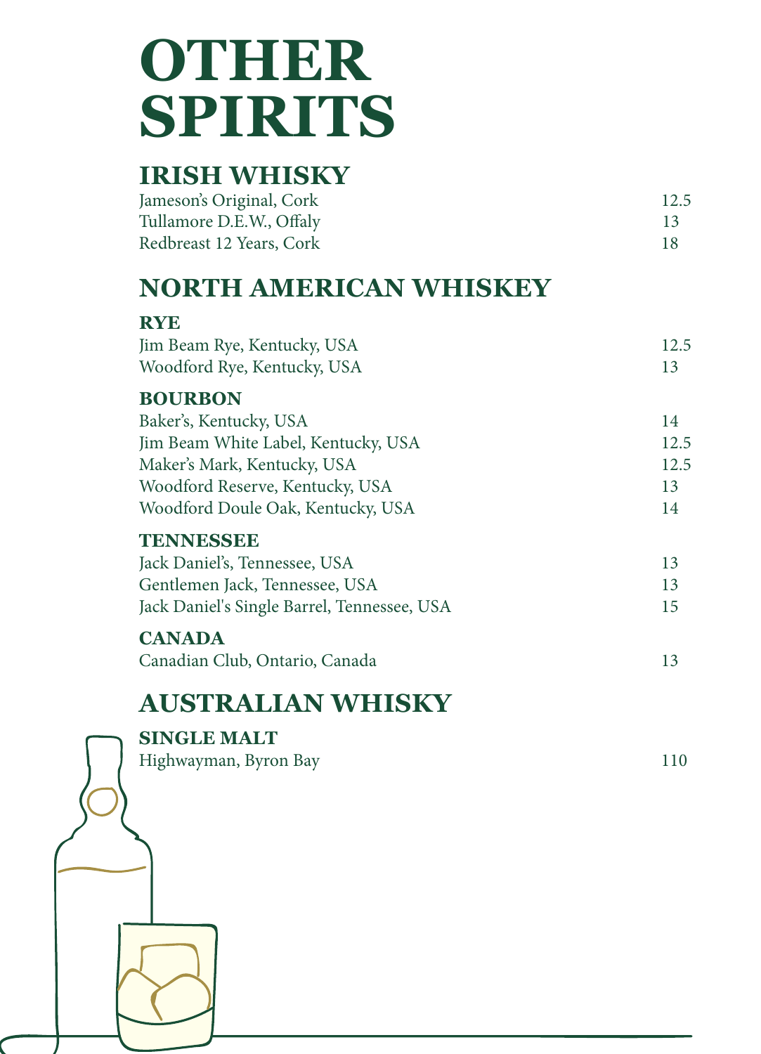# OTHER SPIRITS

## IRISH WHISKY

| | |
|---|---|
| Jameson's Original, Cork | 12.5 |
| Tullamore D.E.W., Offaly | 13 |
| Redbreast 12 Years, Cork | 18 |

## NORTH AMERICAN WHISKEY

### RYE

| | |
|---|---|
| Jim Beam Rye, Kentucky, USA | 12.5 |
| Woodford Rye, Kentucky, USA | 13 |

### BOURBON

| | |
|---|---|
| Baker's, Kentucky, USA | 14 |
| Jim Beam White Label, Kentucky, USA | 12.5 |
| Maker's Mark, Kentucky, USA | 12.5 |
| Woodford Reserve, Kentucky, USA | 13 |
| Woodford Doule Oak, Kentucky, USA | 14 |

### TENNESSEE

| | |
|---|---|
| Jack Daniel's, Tennessee, USA | 13 |
| Gentlemen Jack, Tennessee, USA | 13 |
| Jack Daniel's Single Barrel, Tennessee, USA | 15 |

### CANADA

| | |
|---|---|
| Canadian Club, Ontario, Canada | 13 |

## AUSTRALIAN WHISKY

### SINGLE MALT

| | |
|---|---|
| Highwayman, Byron Bay | 110 |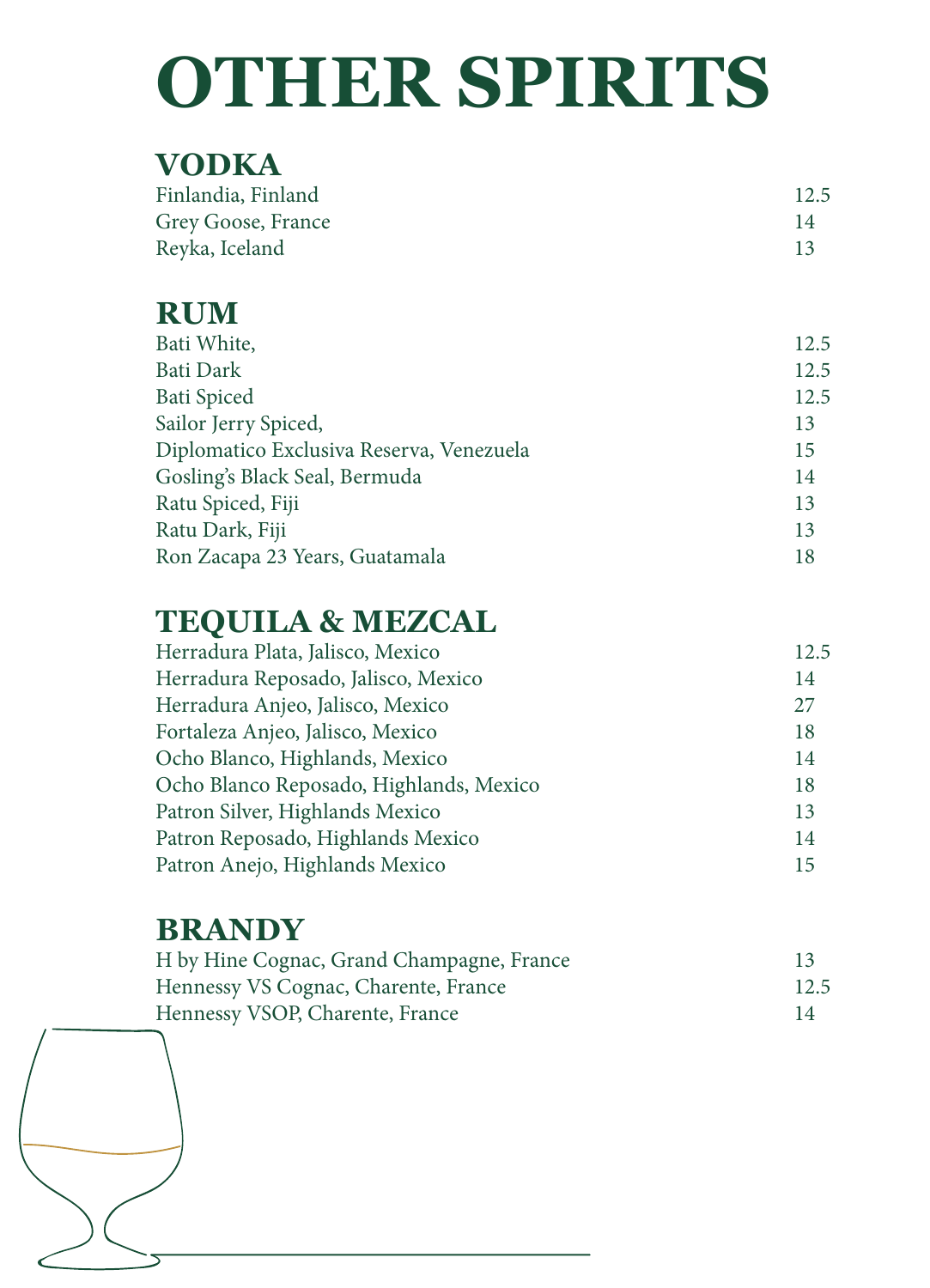# OTHER SPIRITS

## VODKA

| | |
|---|---|
| Finlandia, Finland | 12.5 |
| Grey Goose, France | 14 |
| Reyka, Iceland | 13 |

## RUM

| | |
|---|---|
| Bati White, | 12.5 |
| Bati Dark | 12.5 |
| Bati Spiced | 12.5 |
| Sailor Jerry Spiced, | 13 |
| Diplomatico Exclusiva Reserva, Venezuela | 15 |
| Gosling's Black Seal, Bermuda | 14 |
| Ratu Spiced, Fiji | 13 |
| Ratu Dark, Fiji | 13 |
| Ron Zacapa 23 Years, Guatamala | 18 |

## TEQUILA & MEZCAL

| | |
|---|---|
| Herradura Plata, Jalisco, Mexico | 12.5 |
| Herradura Reposado, Jalisco, Mexico | 14 |
| Herradura Anjeo, Jalisco, Mexico | 27 |
| Fortaleza Anjeo, Jalisco, Mexico | 18 |
| Ocho Blanco, Highlands, Mexico | 14 |
| Ocho Blanco Reposado, Highlands, Mexico | 18 |
| Patron Silver, Highlands Mexico | 13 |
| Patron Reposado, Highlands Mexico | 14 |
| Patron Anejo, Highlands Mexico | 15 |

## BRANDY

| | |
|---|---|
| H by Hine Cognac, Grand Champagne, France | 13 |
| Hennessy VS Cognac, Charente, France | 12.5 |
| Hennessy VSOP, Charente, France | 14 |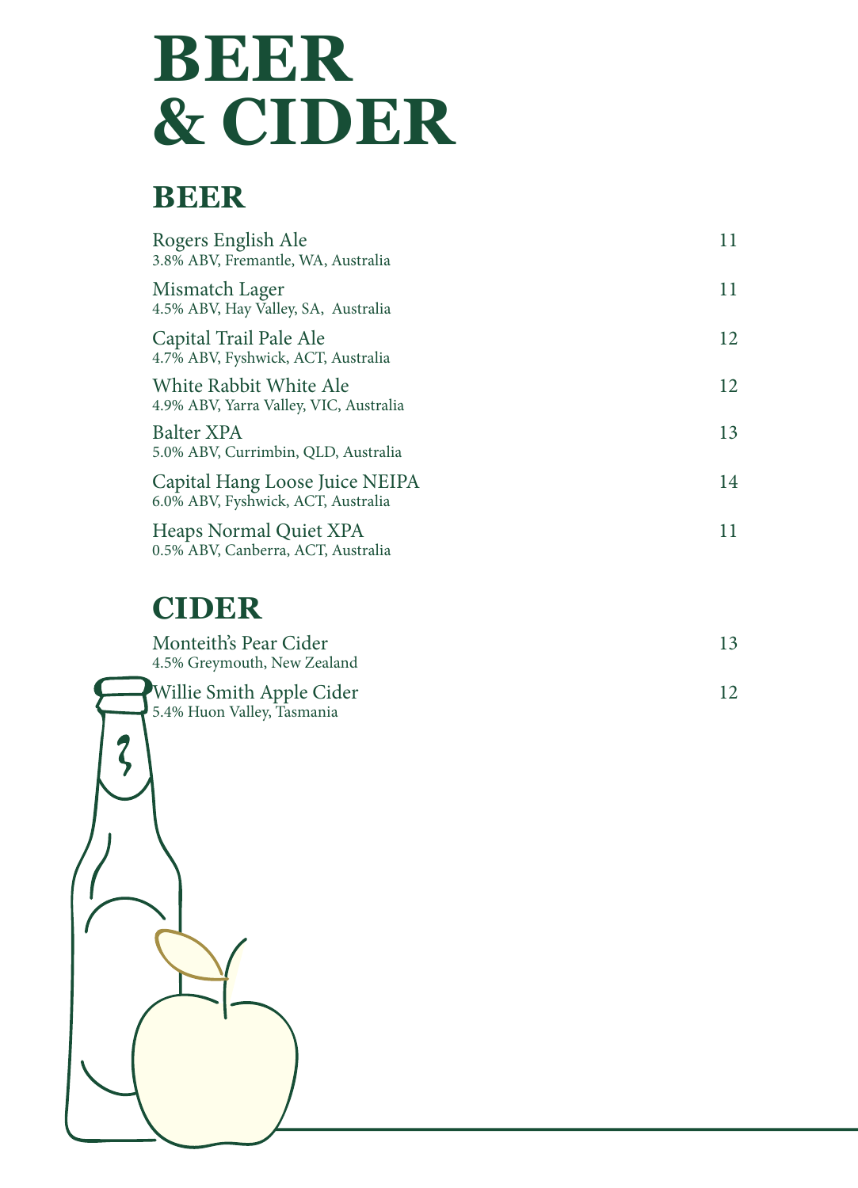# BEER & CIDER

## BEER

Rogers English Ale — 11
3.8% ABV, Fremantle, WA, Australia

Mismatch Lager — 11
4.5% ABV, Hay Valley, SA, Australia

Capital Trail Pale Ale — 12
4.7% ABV, Fyshwick, ACT, Australia

White Rabbit White Ale — 12
4.9% ABV, Yarra Valley, VIC, Australia

Balter XPA — 13
5.0% ABV, Currimbin, QLD, Australia

Capital Hang Loose Juice NEIPA — 14
6.0% ABV, Fyshwick, ACT, Australia

Heaps Normal Quiet XPA — 11
0.5% ABV, Canberra, ACT, Australia

## CIDER

Monteith's Pear Cider — 13
4.5% Greymouth, New Zealand

Willie Smith Apple Cider — 12
5.4% Huon Valley, Tasmania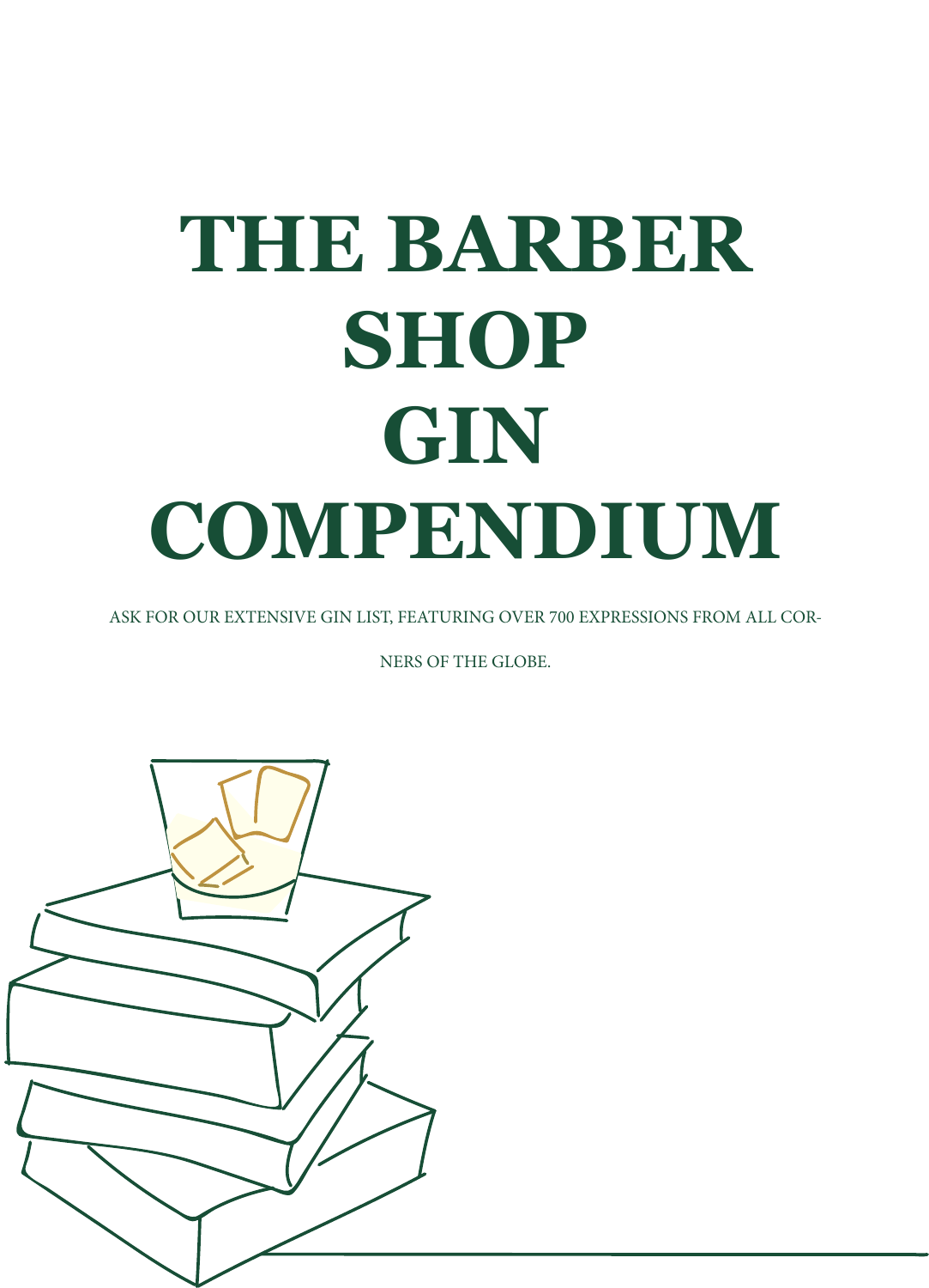# THE BARBER SHOP GIN COMPENDIUM

ASK FOR OUR EXTENSIVE GIN LIST, FEATURING OVER 700 EXPRESSIONS FROM ALL CORNERS OF THE GLOBE.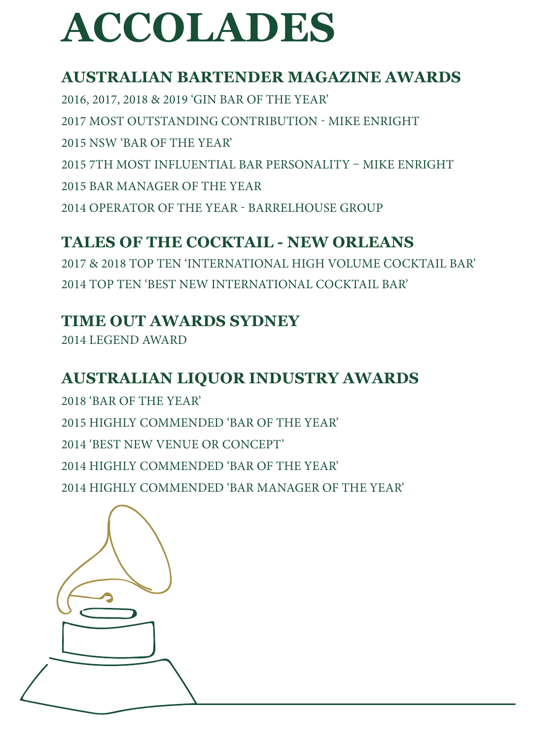# ACCOLADES

## AUSTRALIAN BARTENDER MAGAZINE AWARDS

2016, 2017, 2018 & 2019 'GIN BAR OF THE YEAR'

2017 MOST OUTSTANDING CONTRIBUTION - MIKE ENRIGHT

2015 NSW 'BAR OF THE YEAR'

2015 7TH MOST INFLUENTIAL BAR PERSONALITY – MIKE ENRIGHT

2015 BAR MANAGER OF THE YEAR

2014 OPERATOR OF THE YEAR - BARRELHOUSE GROUP

## TALES OF THE COCKTAIL - NEW ORLEANS

2017 & 2018 TOP TEN 'INTERNATIONAL HIGH VOLUME COCKTAIL BAR'

2014 TOP TEN 'BEST NEW INTERNATIONAL COCKTAIL BAR'

## TIME OUT AWARDS SYDNEY

2014 LEGEND AWARD

## AUSTRALIAN LIQUOR INDUSTRY AWARDS

2018 'BAR OF THE YEAR'

2015 HIGHLY COMMENDED 'BAR OF THE YEAR'

2014 'BEST NEW VENUE OR CONCEPT'

2014 HIGHLY COMMENDED 'BAR OF THE YEAR'

2014 HIGHLY COMMENDED 'BAR MANAGER OF THE YEAR'